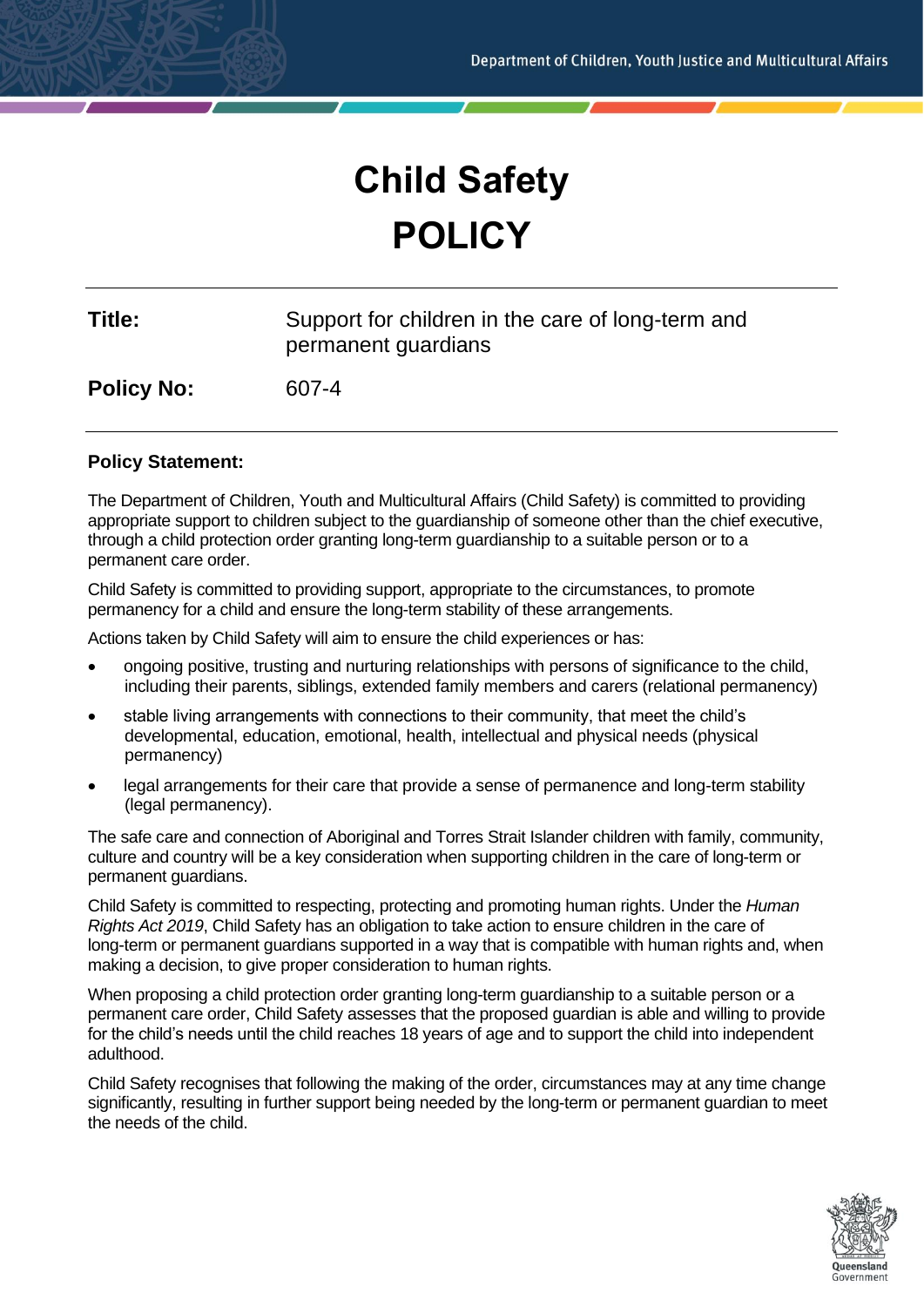# Child Safety POLICY

**Title:** Support for children in the care of long-term and permanent guardians

**Policy No:** 607-4

## Policy Statement:

The Department of Children, Youth and Multicultural Affairs (Child Safety) is committed to providing appropriate support to children subject to the guardianship of someone other than the chief executive, through a child protection order granting long-term guardianship to a suitable person or to a permanent care order.

Child Safety is committed to providing support, appropriate to the circumstances, to promote permanency for a child and ensure the long-term stability of these arrangements.

Actions taken by Child Safety will aim to ensure the child experiences or has:

- ongoing positive, trusting and nurturing relationships with persons of significance to the child, including their parents, siblings, extended family members and carers (relational permanency)
- stable living arrangements with connections to their community, that meet the child's developmental, education, emotional, health, intellectual and physical needs (physical permanency)
- legal arrangements for their care that provide a sense of permanence and long-term stability (legal permanency).

The safe care and connection of Aboriginal and Torres Strait Islander children with family, community, culture and country will be a key consideration when supporting children in the care of long-term or permanent guardians.

Child Safety is committed to respecting, protecting and promoting human rights. Under the *Human Rights Act 2019*, Child Safety has an obligation to take action to ensure children in the care of long-term or permanent guardians supported in a way that is compatible with human rights and, when making a decision, to give proper consideration to human rights.

When proposing a child protection order granting long-term guardianship to a suitable person or a permanent care order, Child Safety assesses that the proposed guardian is able and willing to provide for the child's needs until the child reaches 18 years of age and to support the child into independent adulthood.

Child Safety recognises that following the making of the order, circumstances may at any time change significantly, resulting in further support being needed by the long-term or permanent guardian to meet the needs of the child.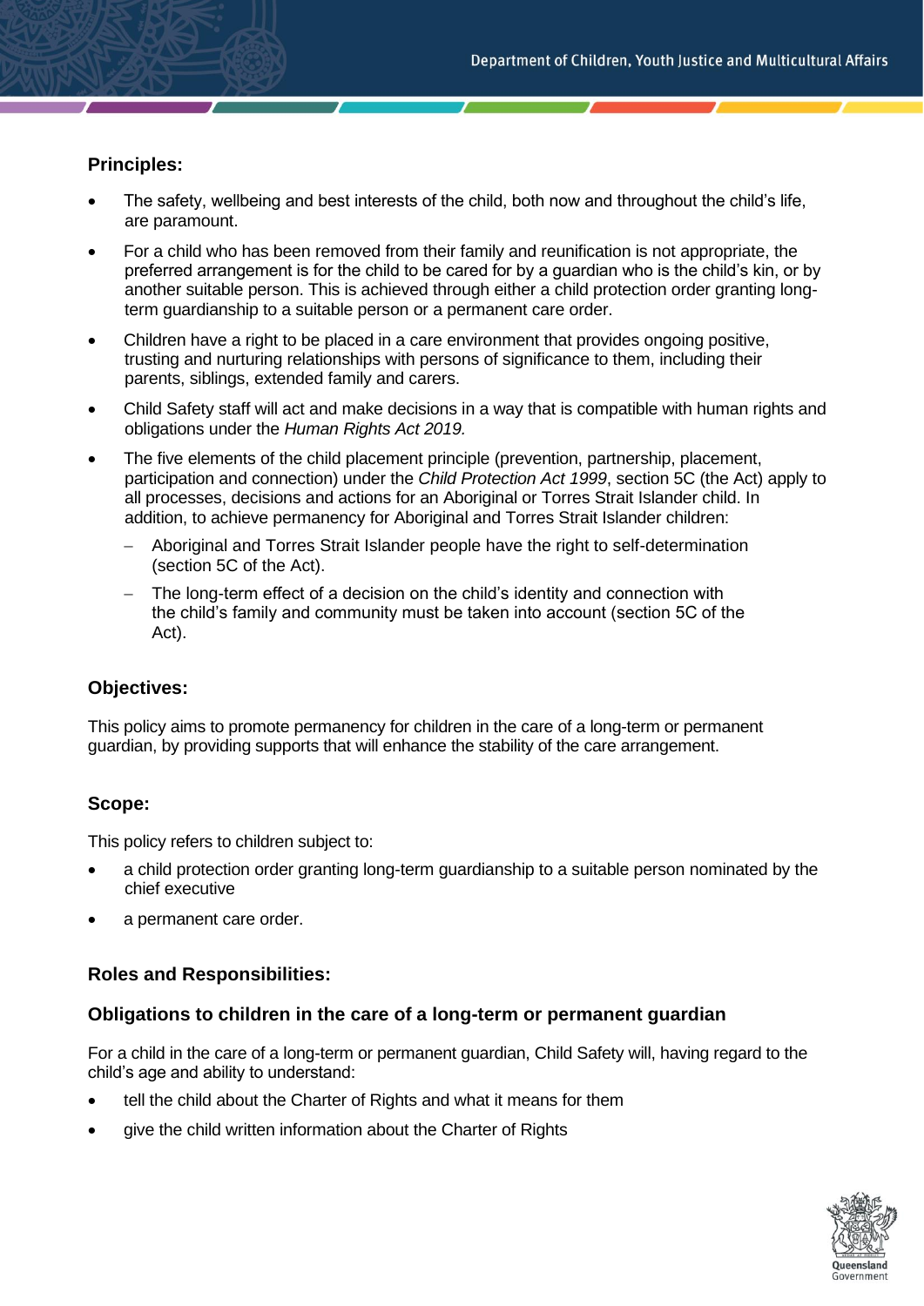## Principles:

- The safety, wellbeing and best interests of the child, both now and throughout the child's life, are paramount.
- For a child who has been removed from their family and reunification is not appropriate, the preferred arrangement is for the child to be cared for by a guardian who is the child's kin, or by another suitable person. This is achieved through either a child protection order granting long-term guardianship to a suitable person or a permanent care order.
- Children have a right to be placed in a care environment that provides ongoing positive, trusting and nurturing relationships with persons of significance to them, including their parents, siblings, extended family and carers.
- Child Safety staff will act and make decisions in a way that is compatible with human rights and obligations under the *Human Rights Act 2019.*
- The five elements of the child placement principle (prevention, partnership, placement, participation and connection) under the *Child Protection Act 1999*, section 5C (the Act) apply to all processes, decisions and actions for an Aboriginal or Torres Strait Islander child. In addition, to achieve permanency for Aboriginal and Torres Strait Islander children:
  - Aboriginal and Torres Strait Islander people have the right to self-determination (section 5C of the Act).
  - The long-term effect of a decision on the child's identity and connection with the child's family and community must be taken into account (section 5C of the Act).

## Objectives:

This policy aims to promote permanency for children in the care of a long-term or permanent guardian, by providing supports that will enhance the stability of the care arrangement.

## Scope:

This policy refers to children subject to:

- a child protection order granting long-term guardianship to a suitable person nominated by the chief executive
- a permanent care order.

## Roles and Responsibilities:

### Obligations to children in the care of a long-term or permanent guardian

For a child in the care of a long-term or permanent guardian, Child Safety will, having regard to the child's age and ability to understand:

- tell the child about the Charter of Rights and what it means for them
- give the child written information about the Charter of Rights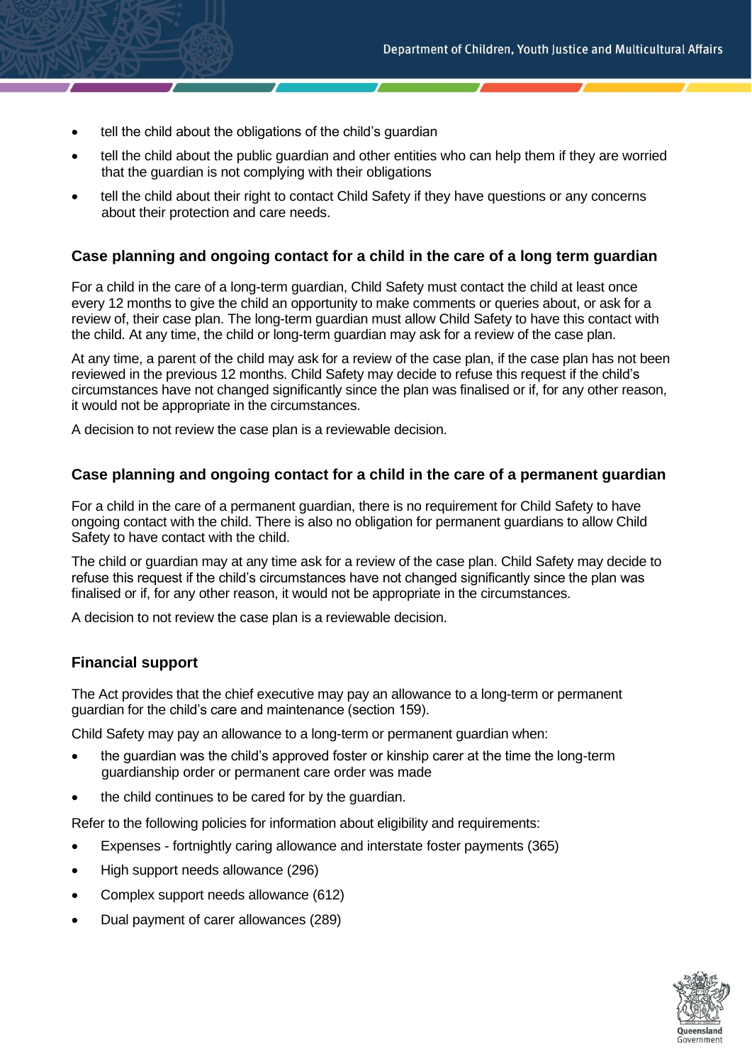- tell the child about the obligations of the child's guardian
- tell the child about the public guardian and other entities who can help them if they are worried that the guardian is not complying with their obligations
- tell the child about their right to contact Child Safety if they have questions or any concerns about their protection and care needs.

### Case planning and ongoing contact for a child in the care of a long term guardian

For a child in the care of a long-term guardian, Child Safety must contact the child at least once every 12 months to give the child an opportunity to make comments or queries about, or ask for a review of, their case plan. The long-term guardian must allow Child Safety to have this contact with the child. At any time, the child or long-term guardian may ask for a review of the case plan.

At any time, a parent of the child may ask for a review of the case plan, if the case plan has not been reviewed in the previous 12 months. Child Safety may decide to refuse this request if the child's circumstances have not changed significantly since the plan was finalised or if, for any other reason, it would not be appropriate in the circumstances.

A decision to not review the case plan is a reviewable decision.

### Case planning and ongoing contact for a child in the care of a permanent guardian

For a child in the care of a permanent guardian, there is no requirement for Child Safety to have ongoing contact with the child. There is also no obligation for permanent guardians to allow Child Safety to have contact with the child.

The child or guardian may at any time ask for a review of the case plan. Child Safety may decide to refuse this request if the child's circumstances have not changed significantly since the plan was finalised or if, for any other reason, it would not be appropriate in the circumstances.

A decision to not review the case plan is a reviewable decision.

### Financial support

The Act provides that the chief executive may pay an allowance to a long-term or permanent guardian for the child's care and maintenance (section 159).

Child Safety may pay an allowance to a long-term or permanent guardian when:

- the guardian was the child's approved foster or kinship carer at the time the long-term guardianship order or permanent care order was made
- the child continues to be cared for by the guardian.

Refer to the following policies for information about eligibility and requirements:

- Expenses - fortnightly caring allowance and interstate foster payments (365)
- High support needs allowance (296)
- Complex support needs allowance (612)
- Dual payment of carer allowances (289)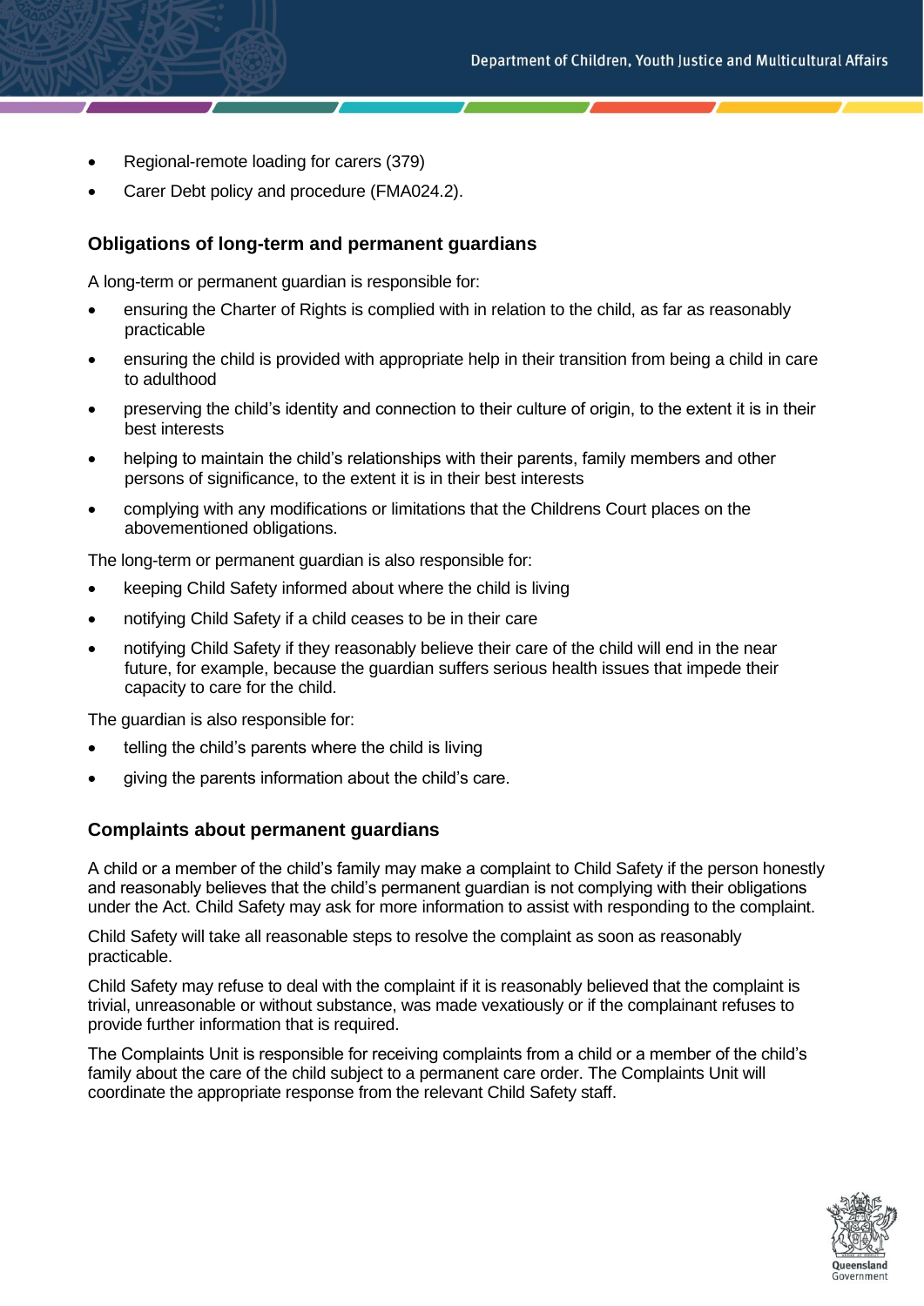- Regional-remote loading for carers (379)
- Carer Debt policy and procedure (FMA024.2).

## Obligations of long-term and permanent guardians

A long-term or permanent guardian is responsible for:

- ensuring the Charter of Rights is complied with in relation to the child, as far as reasonably practicable
- ensuring the child is provided with appropriate help in their transition from being a child in care to adulthood
- preserving the child's identity and connection to their culture of origin, to the extent it is in their best interests
- helping to maintain the child's relationships with their parents, family members and other persons of significance, to the extent it is in their best interests
- complying with any modifications or limitations that the Childrens Court places on the abovementioned obligations.

The long-term or permanent guardian is also responsible for:

- keeping Child Safety informed about where the child is living
- notifying Child Safety if a child ceases to be in their care
- notifying Child Safety if they reasonably believe their care of the child will end in the near future, for example, because the guardian suffers serious health issues that impede their capacity to care for the child.

The guardian is also responsible for:

- telling the child's parents where the child is living
- giving the parents information about the child's care.

## Complaints about permanent guardians

A child or a member of the child's family may make a complaint to Child Safety if the person honestly and reasonably believes that the child's permanent guardian is not complying with their obligations under the Act. Child Safety may ask for more information to assist with responding to the complaint.

Child Safety will take all reasonable steps to resolve the complaint as soon as reasonably practicable.

Child Safety may refuse to deal with the complaint if it is reasonably believed that the complaint is trivial, unreasonable or without substance, was made vexatiously or if the complainant refuses to provide further information that is required.

The Complaints Unit is responsible for receiving complaints from a child or a member of the child's family about the care of the child subject to a permanent care order. The Complaints Unit will coordinate the appropriate response from the relevant Child Safety staff.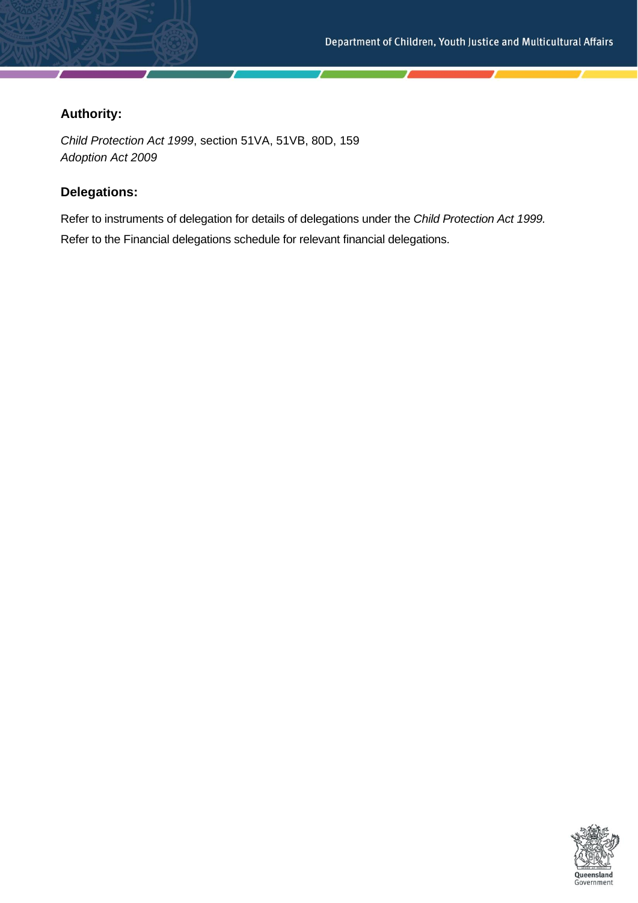## Authority:

*Child Protection Act 1999*, section 51VA, 51VB, 80D, 159
*Adoption Act 2009*

## Delegations:

Refer to instruments of delegation for details of delegations under the *Child Protection Act 1999.*

Refer to the Financial delegations schedule for relevant financial delegations.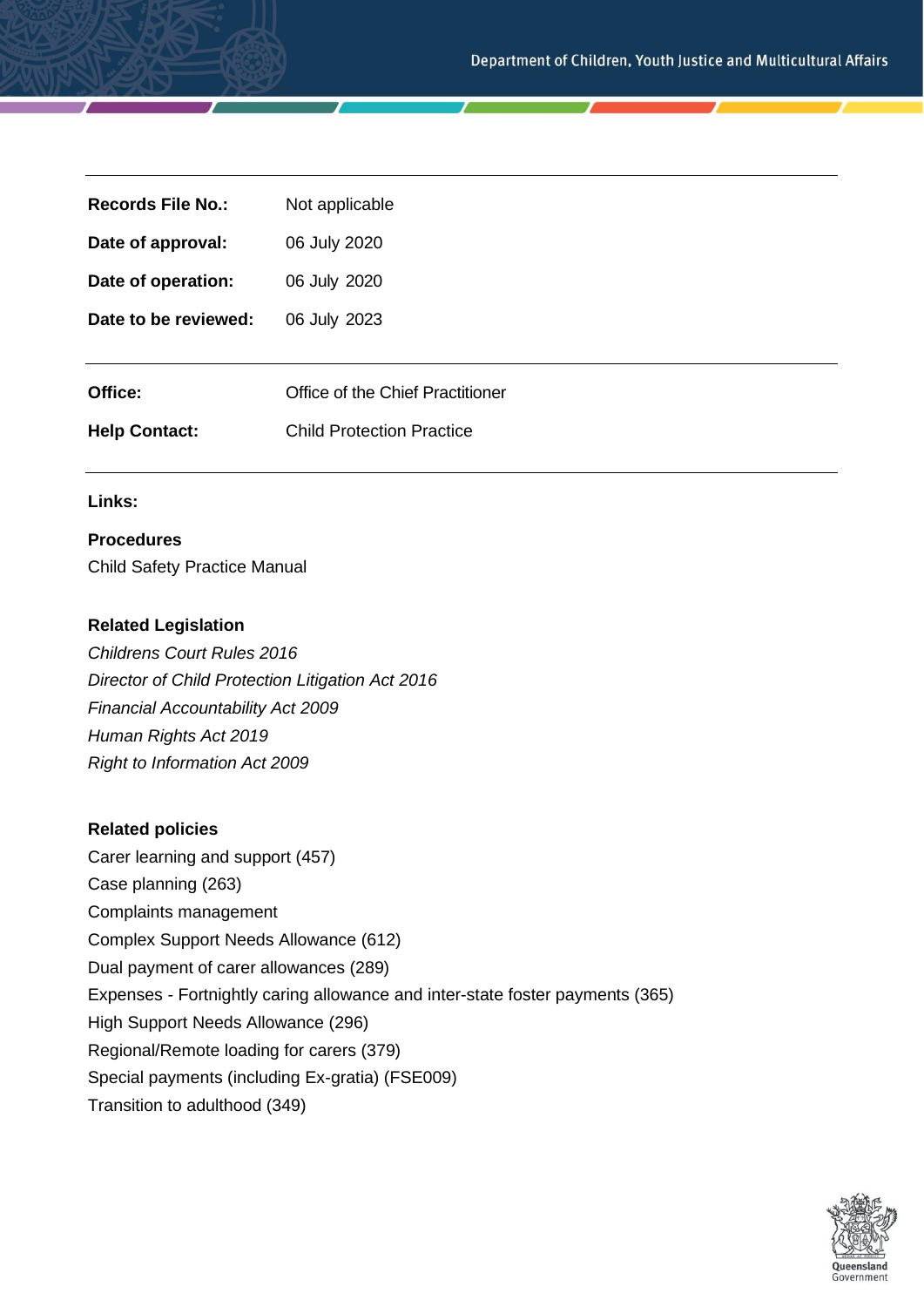| | |
|---|---|
| **Records File No.:** | Not applicable |
| **Date of approval:** | 06 July 2020 |
| **Date of operation:** | 06 July 2020 |
| **Date to be reviewed:** | 06 July 2023 |

| | |
|---|---|
| **Office:** | Office of the Chief Practitioner |
| **Help Contact:** | Child Protection Practice |

**Links:**

**Procedures**

Child Safety Practice Manual

**Related Legislation**

*Childrens Court Rules 2016*
*Director of Child Protection Litigation Act 2016*
*Financial Accountability Act 2009*
*Human Rights Act 2019*
*Right to Information Act 2009*

**Related policies**

Carer learning and support (457)
Case planning (263)
Complaints management
Complex Support Needs Allowance (612)
Dual payment of carer allowances (289)
Expenses - Fortnightly caring allowance and inter-state foster payments (365)
High Support Needs Allowance (296)
Regional/Remote loading for carers (379)
Special payments (including Ex-gratia) (FSE009)
Transition to adulthood (349)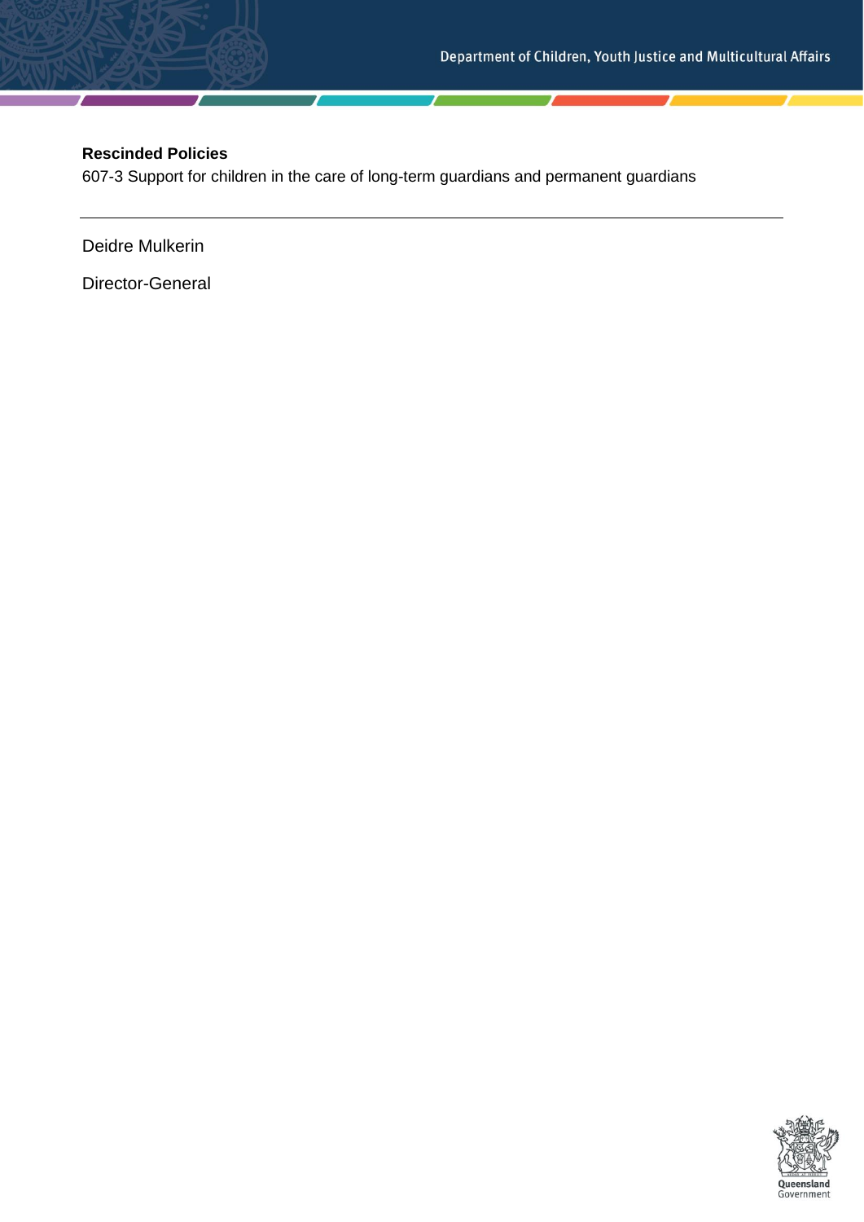**Rescinded Policies**

607-3 Support for children in the care of long-term guardians and permanent guardians

---

Deidre Mulkerin

Director-General